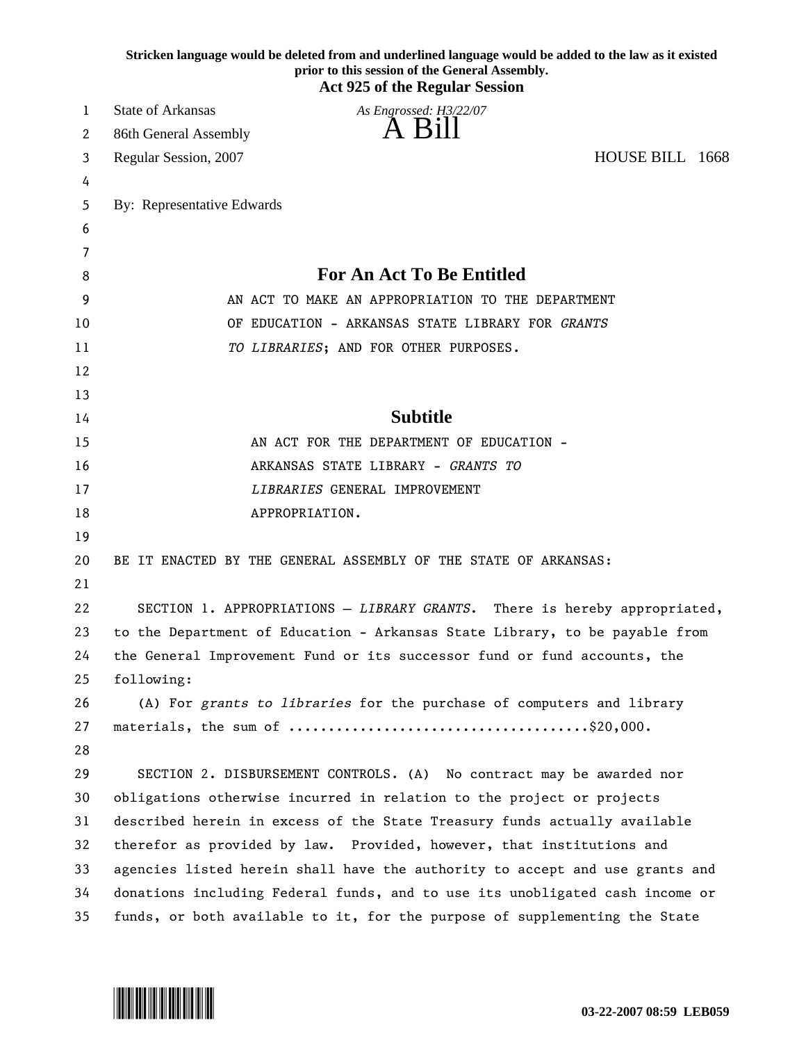Stricken language would be deleted from and underlined language would be added to the law as it existed prior to this session of the General Assembly.

**Act 925 of the Regular Session**

State of Arkansas

*As Engrossed: H3/22/07*

86th General Assembly

# A Bill

Regular Session, 2007

HOUSE BILL 1668

By: Representative Edwards

## For An Act To Be Entitled

AN ACT TO MAKE AN APPROPRIATION TO THE DEPARTMENT OF EDUCATION - ARKANSAS STATE LIBRARY FOR *GRANTS TO LIBRARIES*; AND FOR OTHER PURPOSES.

## Subtitle

AN ACT FOR THE DEPARTMENT OF EDUCATION - ARKANSAS STATE LIBRARY - *GRANTS TO LIBRARIES* GENERAL IMPROVEMENT APPROPRIATION.

BE IT ENACTED BY THE GENERAL ASSEMBLY OF THE STATE OF ARKANSAS:

SECTION 1. APPROPRIATIONS – *LIBRARY GRANTS*. There is hereby appropriated, to the Department of Education - Arkansas State Library, to be payable from the General Improvement Fund or its successor fund or fund accounts, the following:

(A) For *grants to libraries* for the purchase of computers and library materials, the sum of .....................................$20,000.

SECTION 2. DISBURSEMENT CONTROLS. (A) No contract may be awarded nor obligations otherwise incurred in relation to the project or projects described herein in excess of the State Treasury funds actually available therefor as provided by law. Provided, however, that institutions and agencies listed herein shall have the authority to accept and use grants and donations including Federal funds, and to use its unobligated cash income or funds, or both available to it, for the purpose of supplementing the State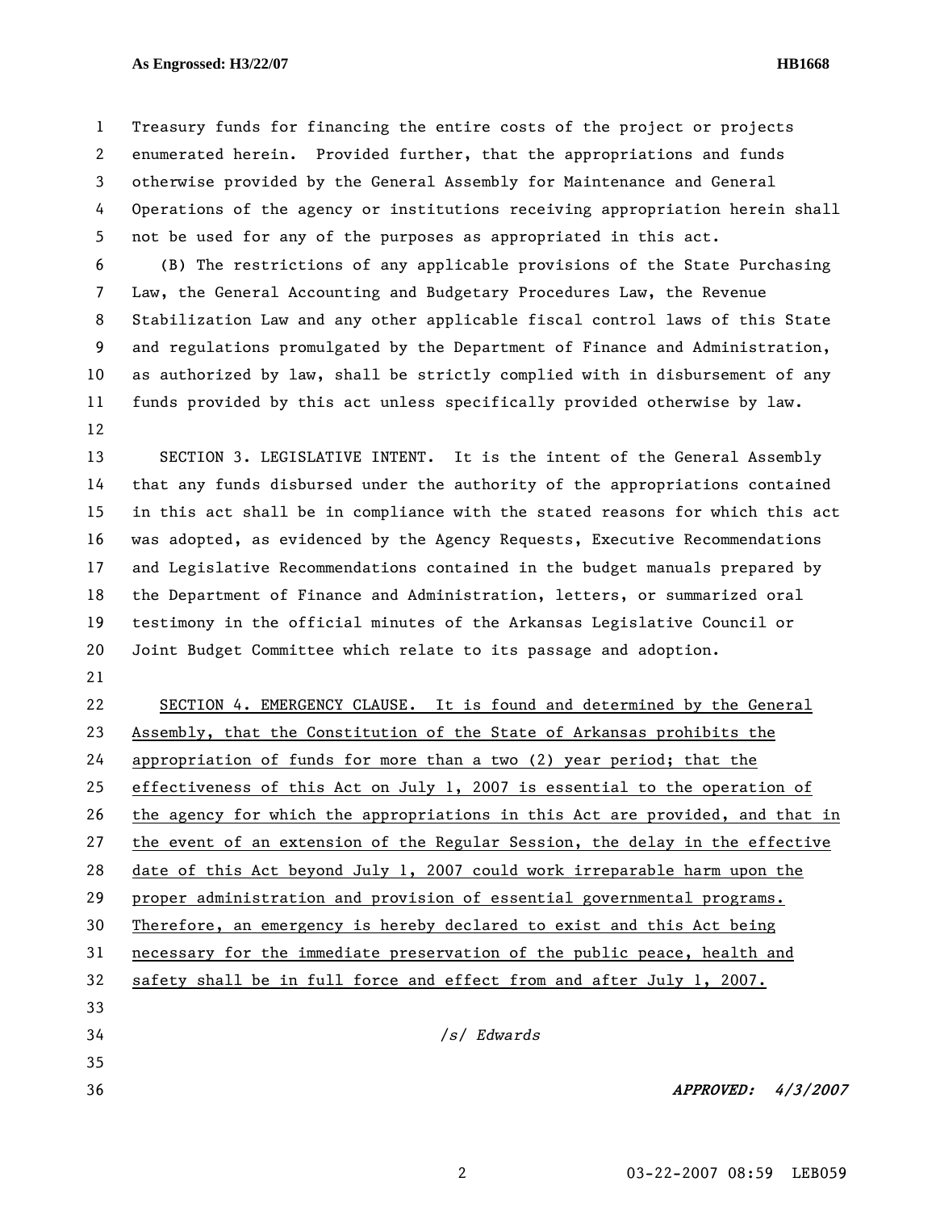Treasury funds for financing the entire costs of the project or projects enumerated herein. Provided further, that the appropriations and funds otherwise provided by the General Assembly for Maintenance and General Operations of the agency or institutions receiving appropriation herein shall not be used for any of the purposes as appropriated in this act.

(B) The restrictions of any applicable provisions of the State Purchasing Law, the General Accounting and Budgetary Procedures Law, the Revenue Stabilization Law and any other applicable fiscal control laws of this State and regulations promulgated by the Department of Finance and Administration, as authorized by law, shall be strictly complied with in disbursement of any funds provided by this act unless specifically provided otherwise by law.

SECTION 3. LEGISLATIVE INTENT. It is the intent of the General Assembly that any funds disbursed under the authority of the appropriations contained in this act shall be in compliance with the stated reasons for which this act was adopted, as evidenced by the Agency Requests, Executive Recommendations and Legislative Recommendations contained in the budget manuals prepared by the Department of Finance and Administration, letters, or summarized oral testimony in the official minutes of the Arkansas Legislative Council or Joint Budget Committee which relate to its passage and adoption.

SECTION 4. EMERGENCY CLAUSE. It is found and determined by the General Assembly, that the Constitution of the State of Arkansas prohibits the appropriation of funds for more than a two (2) year period; that the effectiveness of this Act on July 1, 2007 is essential to the operation of the agency for which the appropriations in this Act are provided, and that in the event of an extension of the Regular Session, the delay in the effective date of this Act beyond July 1, 2007 could work irreparable harm upon the proper administration and provision of essential governmental programs. Therefore, an emergency is hereby declared to exist and this Act being necessary for the immediate preservation of the public peace, health and safety shall be in full force and effect from and after July 1, 2007.

*/s/ Edwards*

***APPROVED: 4/3/2007***